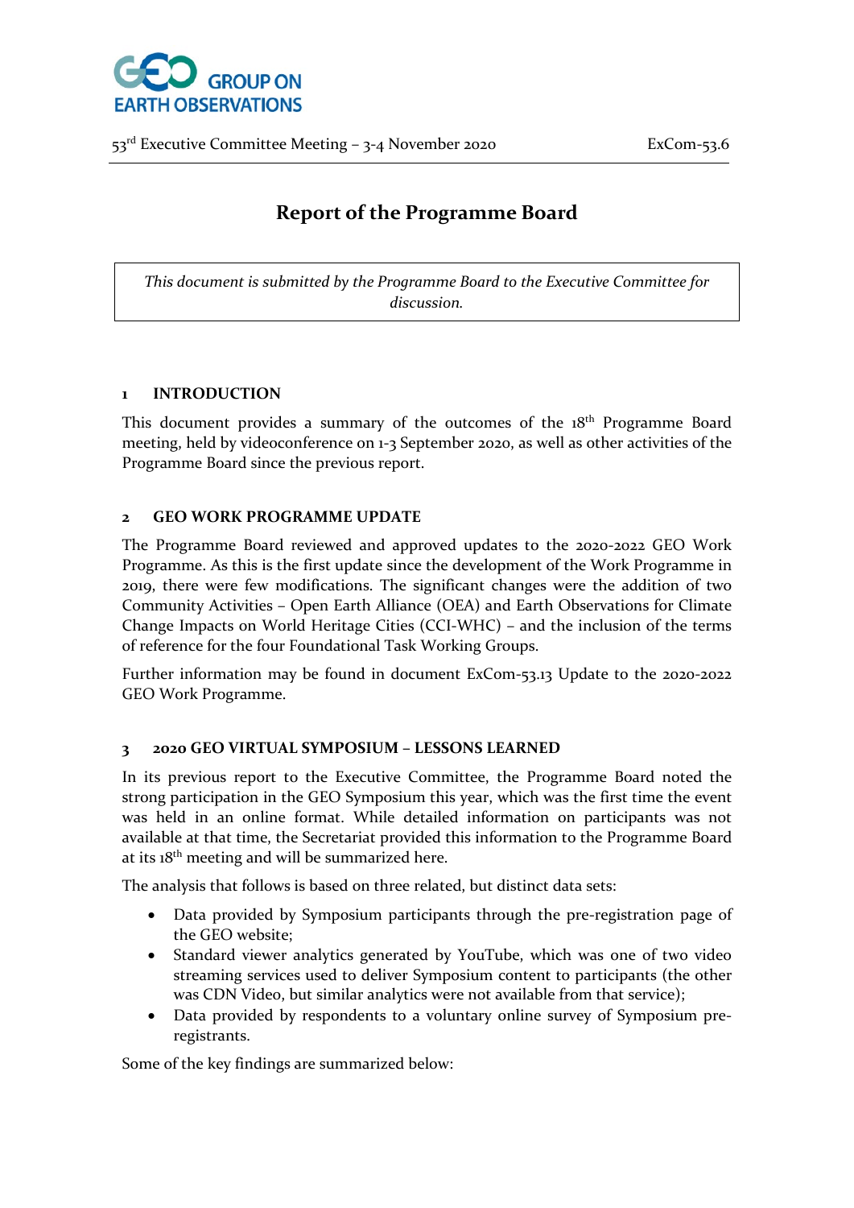53rd Executive Committee Meeting – 3-4 November 2020 ExCom-53.6

# Report of the Programme Board

*This document is submitted by the Programme Board to the Executive Committee for discussion.*

## 1 INTRODUCTION

This document provides a summary of the outcomes of the 18th Programme Board meeting, held by videoconference on 1-3 September 2020, as well as other activities of the Programme Board since the previous report.

## 2 GEO WORK PROGRAMME UPDATE

The Programme Board reviewed and approved updates to the 2020-2022 GEO Work Programme. As this is the first update since the development of the Work Programme in 2019, there were few modifications. The significant changes were the addition of two Community Activities – Open Earth Alliance (OEA) and Earth Observations for Climate Change Impacts on World Heritage Cities (CCI-WHC) – and the inclusion of the terms of reference for the four Foundational Task Working Groups.

Further information may be found in document ExCom-53.13 Update to the 2020-2022 GEO Work Programme.

## 3 2020 GEO VIRTUAL SYMPOSIUM – LESSONS LEARNED

In its previous report to the Executive Committee, the Programme Board noted the strong participation in the GEO Symposium this year, which was the first time the event was held in an online format. While detailed information on participants was not available at that time, the Secretariat provided this information to the Programme Board at its 18th meeting and will be summarized here.

The analysis that follows is based on three related, but distinct data sets:

- Data provided by Symposium participants through the pre-registration page of the GEO website;
- Standard viewer analytics generated by YouTube, which was one of two video streaming services used to deliver Symposium content to participants (the other was CDN Video, but similar analytics were not available from that service);
- Data provided by respondents to a voluntary online survey of Symposium pre-registrants.

Some of the key findings are summarized below: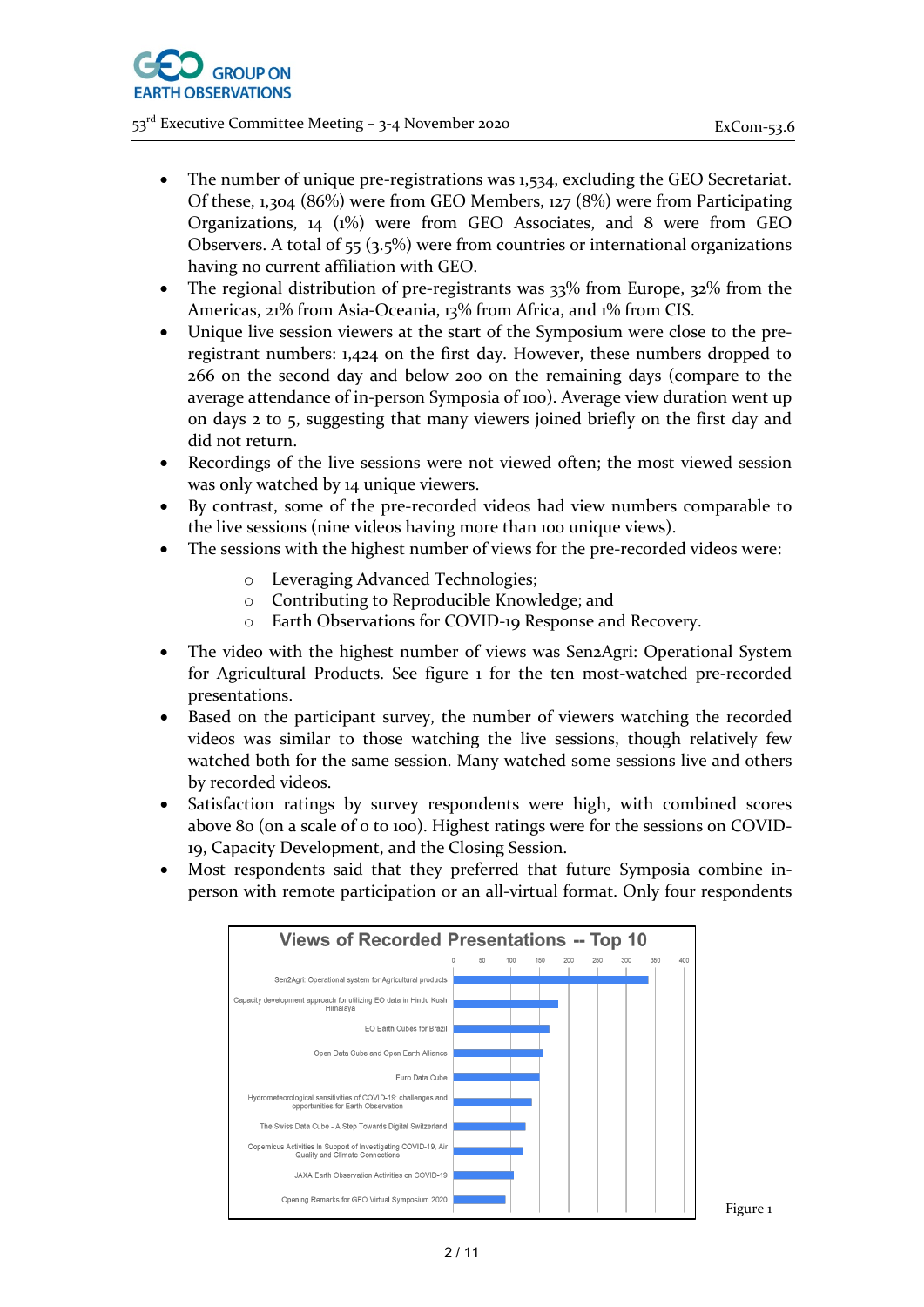- The number of unique pre-registrations was 1,534, excluding the GEO Secretariat. Of these, 1,304 (86%) were from GEO Members, 127 (8%) were from Participating Organizations, 14 (1%) were from GEO Associates, and 8 were from GEO Observers. A total of 55 (3.5%) were from countries or international organizations having no current affiliation with GEO.
- The regional distribution of pre-registrants was 33% from Europe, 32% from the Americas, 21% from Asia-Oceania, 13% from Africa, and 1% from CIS.
- Unique live session viewers at the start of the Symposium were close to the pre-registrant numbers: 1,424 on the first day. However, these numbers dropped to 266 on the second day and below 200 on the remaining days (compare to the average attendance of in-person Symposia of 100). Average view duration went up on days 2 to 5, suggesting that many viewers joined briefly on the first day and did not return.
- Recordings of the live sessions were not viewed often; the most viewed session was only watched by 14 unique viewers.
- By contrast, some of the pre-recorded videos had view numbers comparable to the live sessions (nine videos having more than 100 unique views).
- The sessions with the highest number of views for the pre-recorded videos were:
  - Leveraging Advanced Technologies;
  - Contributing to Reproducible Knowledge; and
  - Earth Observations for COVID-19 Response and Recovery.
- The video with the highest number of views was Sen2Agri: Operational System for Agricultural Products. See figure 1 for the ten most-watched pre-recorded presentations.
- Based on the participant survey, the number of viewers watching the recorded videos was similar to those watching the live sessions, though relatively few watched both for the same session. Many watched some sessions live and others by recorded videos.
- Satisfaction ratings by survey respondents were high, with combined scores above 80 (on a scale of 0 to 100). Highest ratings were for the sessions on COVID-19, Capacity Development, and the Closing Session.
- Most respondents said that they preferred that future Symposia combine in-person with remote participation or an all-virtual format. Only four respondents

**Views of Recorded Presentations -- Top 10**

| Presentation | Approx. views |
|---|---|
| Sen2Agri: Operational system for Agricultural products | ~340 |
| Capacity development approach for utilizing EO data in Hindu Kush Himalaya | ~180 |
| EO Earth Cubes for Brazil | ~165 |
| Open Data Cube and Open Earth Alliance | ~155 |
| Euro Data Cube | ~150 |
| Hydrometeorological sensitivities of COVID-19: challenges and opportunities for Earth Observation | ~135 |
| The Swiss Data Cube - A Step Towards Digital Switzerland | ~125 |
| Copernicus Activities In Support of Investigating COVID-19, Air Quality and Climate Connections | ~120 |
| JAXA Earth Observation Activities on COVID-19 | ~105 |
| Opening Remarks for GEO Virtual Symposium 2020 | ~90 |

Figure 1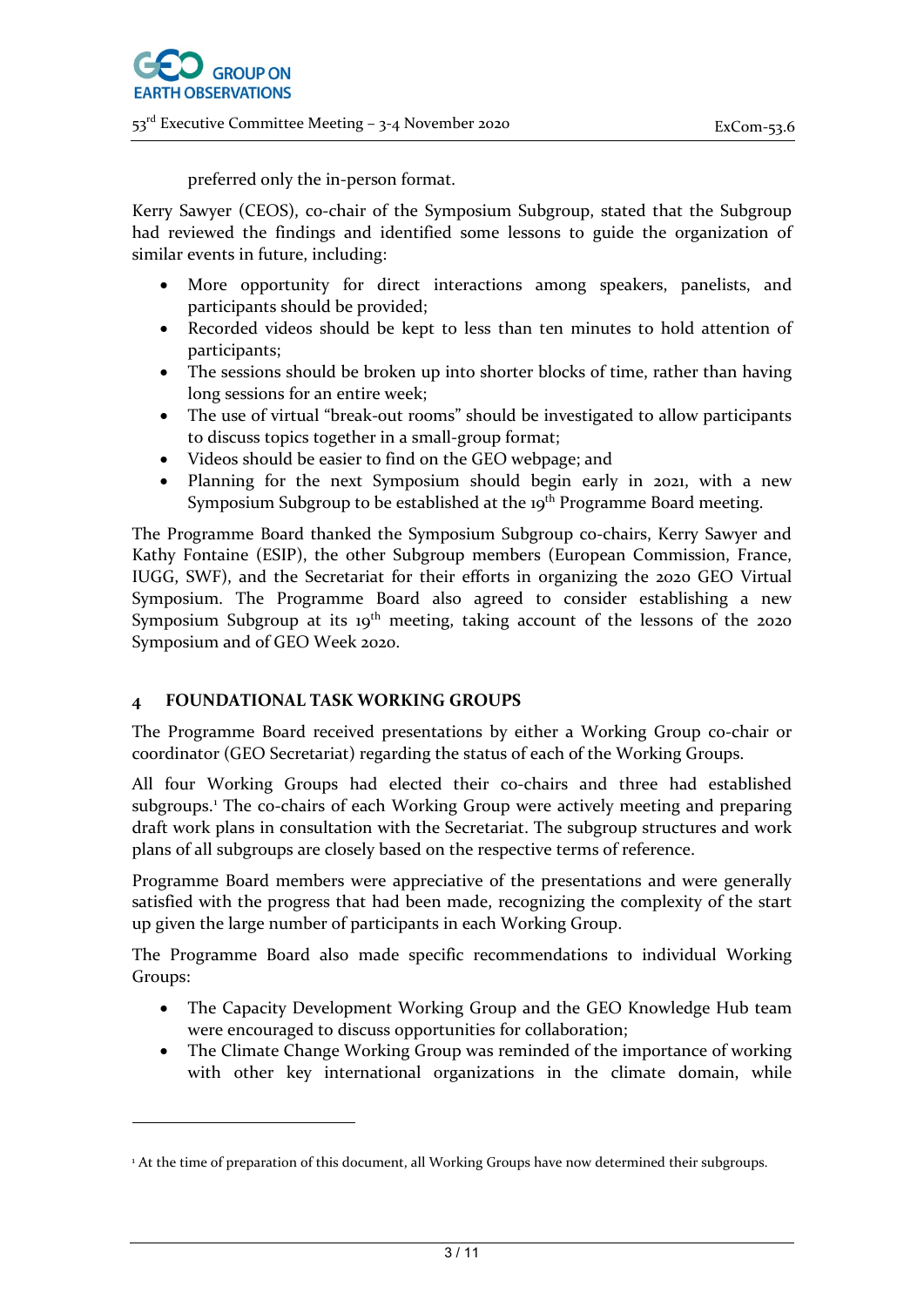preferred only the in-person format.

Kerry Sawyer (CEOS), co-chair of the Symposium Subgroup, stated that the Subgroup had reviewed the findings and identified some lessons to guide the organization of similar events in future, including:

- More opportunity for direct interactions among speakers, panelists, and participants should be provided;
- Recorded videos should be kept to less than ten minutes to hold attention of participants;
- The sessions should be broken up into shorter blocks of time, rather than having long sessions for an entire week;
- The use of virtual "break-out rooms" should be investigated to allow participants to discuss topics together in a small-group format;
- Videos should be easier to find on the GEO webpage; and
- Planning for the next Symposium should begin early in 2021, with a new Symposium Subgroup to be established at the 19th Programme Board meeting.

The Programme Board thanked the Symposium Subgroup co-chairs, Kerry Sawyer and Kathy Fontaine (ESIP), the other Subgroup members (European Commission, France, IUGG, SWF), and the Secretariat for their efforts in organizing the 2020 GEO Virtual Symposium. The Programme Board also agreed to consider establishing a new Symposium Subgroup at its 19th meeting, taking account of the lessons of the 2020 Symposium and of GEO Week 2020.

## 4 FOUNDATIONAL TASK WORKING GROUPS

The Programme Board received presentations by either a Working Group co-chair or coordinator (GEO Secretariat) regarding the status of each of the Working Groups.

All four Working Groups had elected their co-chairs and three had established subgroups.[1] The co-chairs of each Working Group were actively meeting and preparing draft work plans in consultation with the Secretariat. The subgroup structures and work plans of all subgroups are closely based on the respective terms of reference.

Programme Board members were appreciative of the presentations and were generally satisfied with the progress that had been made, recognizing the complexity of the start up given the large number of participants in each Working Group.

The Programme Board also made specific recommendations to individual Working Groups:

- The Capacity Development Working Group and the GEO Knowledge Hub team were encouraged to discuss opportunities for collaboration;
- The Climate Change Working Group was reminded of the importance of working with other key international organizations in the climate domain, while

[1] At the time of preparation of this document, all Working Groups have now determined their subgroups.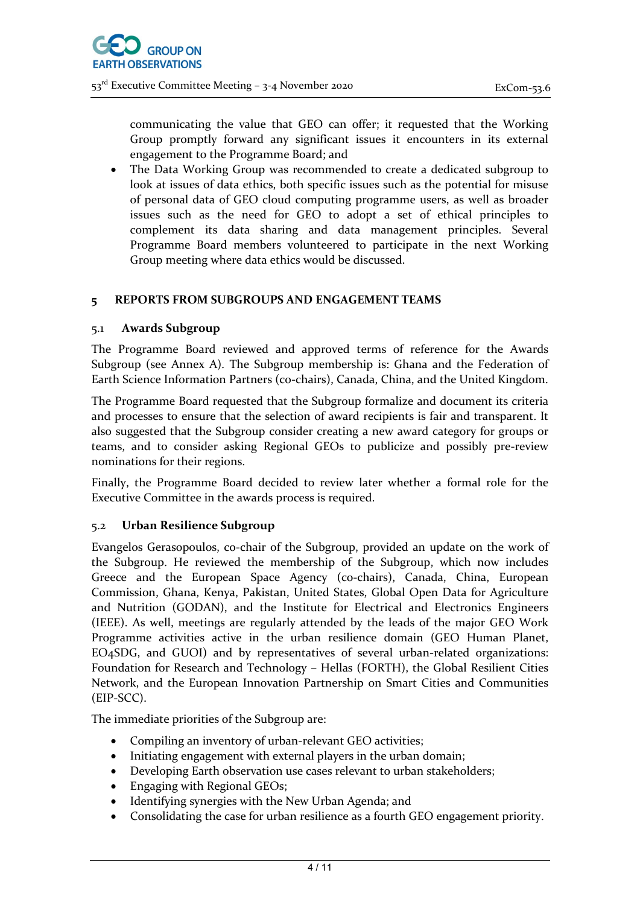communicating the value that GEO can offer; it requested that the Working Group promptly forward any significant issues it encounters in its external engagement to the Programme Board; and

- The Data Working Group was recommended to create a dedicated subgroup to look at issues of data ethics, both specific issues such as the potential for misuse of personal data of GEO cloud computing programme users, as well as broader issues such as the need for GEO to adopt a set of ethical principles to complement its data sharing and data management principles. Several Programme Board members volunteered to participate in the next Working Group meeting where data ethics would be discussed.

## 5 REPORTS FROM SUBGROUPS AND ENGAGEMENT TEAMS

### 5.1 Awards Subgroup

The Programme Board reviewed and approved terms of reference for the Awards Subgroup (see Annex A). The Subgroup membership is: Ghana and the Federation of Earth Science Information Partners (co-chairs), Canada, China, and the United Kingdom.

The Programme Board requested that the Subgroup formalize and document its criteria and processes to ensure that the selection of award recipients is fair and transparent. It also suggested that the Subgroup consider creating a new award category for groups or teams, and to consider asking Regional GEOs to publicize and possibly pre-review nominations for their regions.

Finally, the Programme Board decided to review later whether a formal role for the Executive Committee in the awards process is required.

### 5.2 Urban Resilience Subgroup

Evangelos Gerasopoulos, co-chair of the Subgroup, provided an update on the work of the Subgroup. He reviewed the membership of the Subgroup, which now includes Greece and the European Space Agency (co-chairs), Canada, China, European Commission, Ghana, Kenya, Pakistan, United States, Global Open Data for Agriculture and Nutrition (GODAN), and the Institute for Electrical and Electronics Engineers (IEEE). As well, meetings are regularly attended by the leads of the major GEO Work Programme activities active in the urban resilience domain (GEO Human Planet, EO4SDG, and GUOI) and by representatives of several urban-related organizations: Foundation for Research and Technology – Hellas (FORTH), the Global Resilient Cities Network, and the European Innovation Partnership on Smart Cities and Communities (EIP-SCC).

The immediate priorities of the Subgroup are:

- Compiling an inventory of urban-relevant GEO activities;
- Initiating engagement with external players in the urban domain;
- Developing Earth observation use cases relevant to urban stakeholders;
- Engaging with Regional GEOs;
- Identifying synergies with the New Urban Agenda; and
- Consolidating the case for urban resilience as a fourth GEO engagement priority.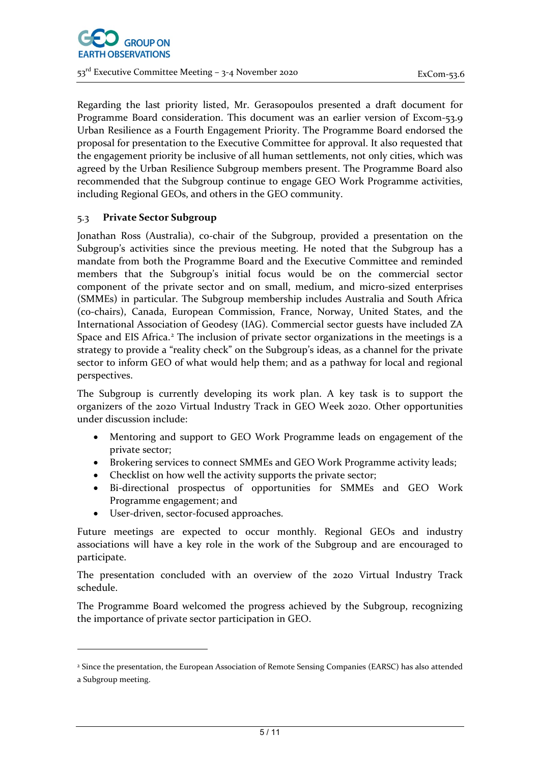Regarding the last priority listed, Mr. Gerasopoulos presented a draft document for Programme Board consideration. This document was an earlier version of Excom-53.9 Urban Resilience as a Fourth Engagement Priority. The Programme Board endorsed the proposal for presentation to the Executive Committee for approval. It also requested that the engagement priority be inclusive of all human settlements, not only cities, which was agreed by the Urban Resilience Subgroup members present. The Programme Board also recommended that the Subgroup continue to engage GEO Work Programme activities, including Regional GEOs, and others in the GEO community.

### 5.3 Private Sector Subgroup

Jonathan Ross (Australia), co-chair of the Subgroup, provided a presentation on the Subgroup's activities since the previous meeting. He noted that the Subgroup has a mandate from both the Programme Board and the Executive Committee and reminded members that the Subgroup's initial focus would be on the commercial sector component of the private sector and on small, medium, and micro-sized enterprises (SMMEs) in particular. The Subgroup membership includes Australia and South Africa (co-chairs), Canada, European Commission, France, Norway, United States, and the International Association of Geodesy (IAG). Commercial sector guests have included ZA Space and EIS Africa.[2] The inclusion of private sector organizations in the meetings is a strategy to provide a "reality check" on the Subgroup's ideas, as a channel for the private sector to inform GEO of what would help them; and as a pathway for local and regional perspectives.

The Subgroup is currently developing its work plan. A key task is to support the organizers of the 2020 Virtual Industry Track in GEO Week 2020. Other opportunities under discussion include:

- Mentoring and support to GEO Work Programme leads on engagement of the private sector;
- Brokering services to connect SMMEs and GEO Work Programme activity leads;
- Checklist on how well the activity supports the private sector;
- Bi-directional prospectus of opportunities for SMMEs and GEO Work Programme engagement; and
- User-driven, sector-focused approaches.

Future meetings are expected to occur monthly. Regional GEOs and industry associations will have a key role in the work of the Subgroup and are encouraged to participate.

The presentation concluded with an overview of the 2020 Virtual Industry Track schedule.

The Programme Board welcomed the progress achieved by the Subgroup, recognizing the importance of private sector participation in GEO.

---

[2] Since the presentation, the European Association of Remote Sensing Companies (EARSC) has also attended a Subgroup meeting.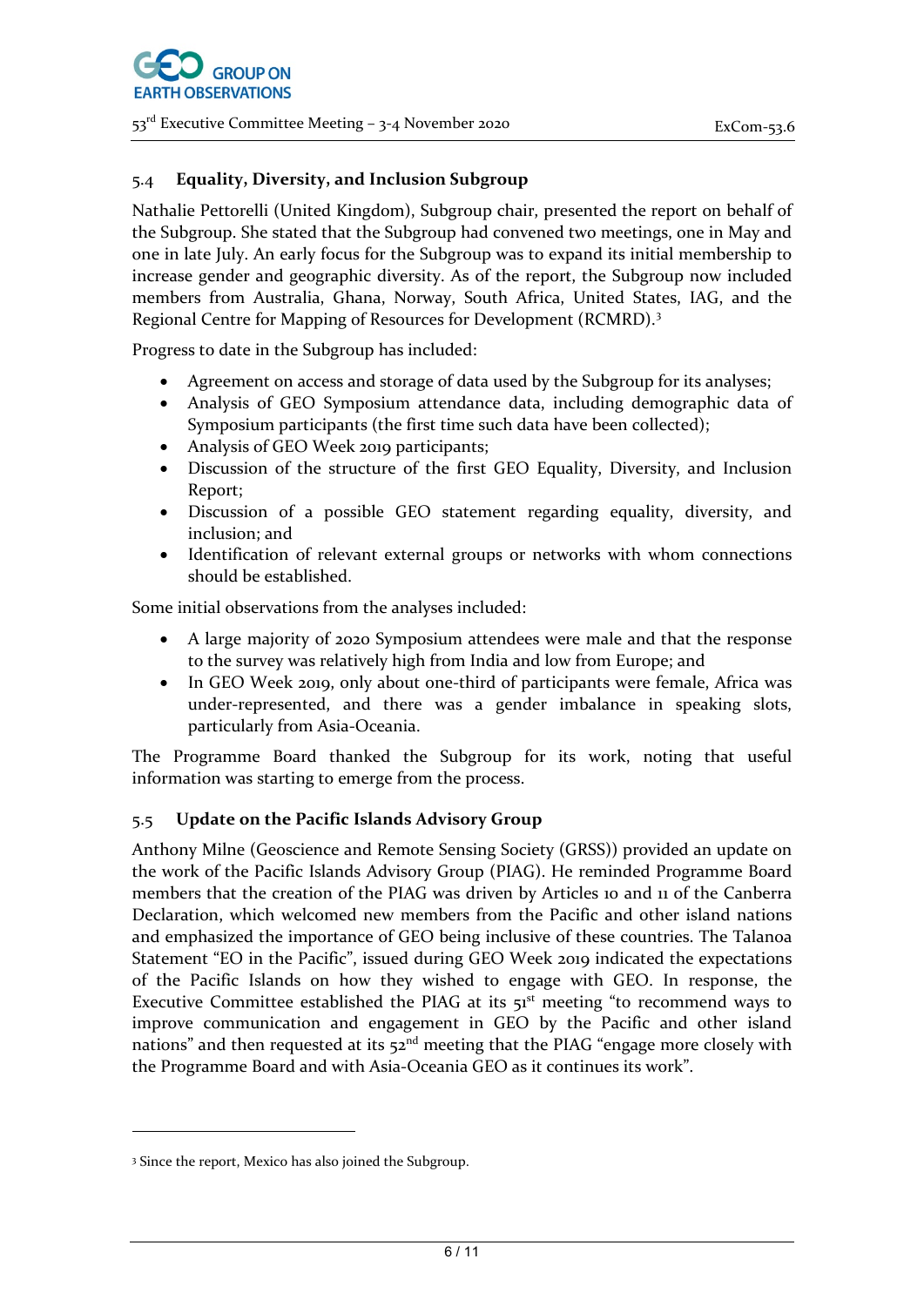### 5.4 Equality, Diversity, and Inclusion Subgroup

Nathalie Pettorelli (United Kingdom), Subgroup chair, presented the report on behalf of the Subgroup. She stated that the Subgroup had convened two meetings, one in May and one in late July. An early focus for the Subgroup was to expand its initial membership to increase gender and geographic diversity. As of the report, the Subgroup now included members from Australia, Ghana, Norway, South Africa, United States, IAG, and the Regional Centre for Mapping of Resources for Development (RCMRD).[3]

Progress to date in the Subgroup has included:

- Agreement on access and storage of data used by the Subgroup for its analyses;
- Analysis of GEO Symposium attendance data, including demographic data of Symposium participants (the first time such data have been collected);
- Analysis of GEO Week 2019 participants;
- Discussion of the structure of the first GEO Equality, Diversity, and Inclusion Report;
- Discussion of a possible GEO statement regarding equality, diversity, and inclusion; and
- Identification of relevant external groups or networks with whom connections should be established.

Some initial observations from the analyses included:

- A large majority of 2020 Symposium attendees were male and that the response to the survey was relatively high from India and low from Europe; and
- In GEO Week 2019, only about one-third of participants were female, Africa was under-represented, and there was a gender imbalance in speaking slots, particularly from Asia-Oceania.

The Programme Board thanked the Subgroup for its work, noting that useful information was starting to emerge from the process.

### 5.5 Update on the Pacific Islands Advisory Group

Anthony Milne (Geoscience and Remote Sensing Society (GRSS)) provided an update on the work of the Pacific Islands Advisory Group (PIAG). He reminded Programme Board members that the creation of the PIAG was driven by Articles 10 and 11 of the Canberra Declaration, which welcomed new members from the Pacific and other island nations and emphasized the importance of GEO being inclusive of these countries. The Talanoa Statement "EO in the Pacific", issued during GEO Week 2019 indicated the expectations of the Pacific Islands on how they wished to engage with GEO. In response, the Executive Committee established the PIAG at its 51st meeting "to recommend ways to improve communication and engagement in GEO by the Pacific and other island nations" and then requested at its 52nd meeting that the PIAG "engage more closely with the Programme Board and with Asia-Oceania GEO as it continues its work".

---

[3] Since the report, Mexico has also joined the Subgroup.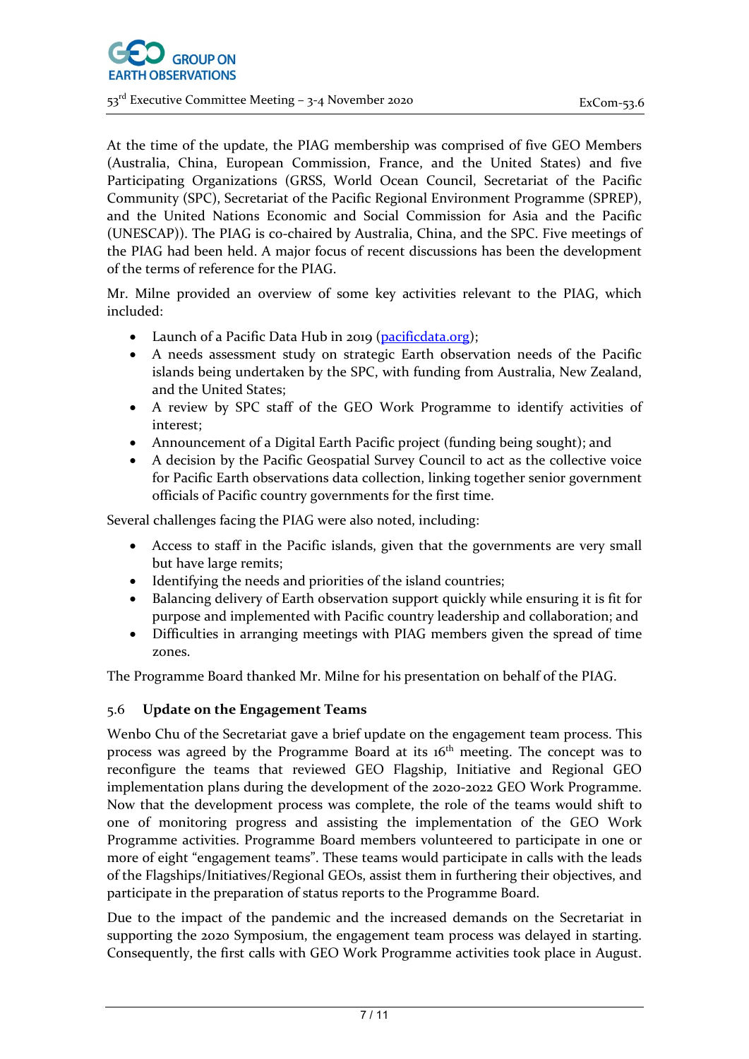At the time of the update, the PIAG membership was comprised of five GEO Members (Australia, China, European Commission, France, and the United States) and five Participating Organizations (GRSS, World Ocean Council, Secretariat of the Pacific Community (SPC), Secretariat of the Pacific Regional Environment Programme (SPREP), and the United Nations Economic and Social Commission for Asia and the Pacific (UNESCAP)). The PIAG is co-chaired by Australia, China, and the SPC. Five meetings of the PIAG had been held. A major focus of recent discussions has been the development of the terms of reference for the PIAG.

Mr. Milne provided an overview of some key activities relevant to the PIAG, which included:

- Launch of a Pacific Data Hub in 2019 (pacificdata.org);
- A needs assessment study on strategic Earth observation needs of the Pacific islands being undertaken by the SPC, with funding from Australia, New Zealand, and the United States;
- A review by SPC staff of the GEO Work Programme to identify activities of interest;
- Announcement of a Digital Earth Pacific project (funding being sought); and
- A decision by the Pacific Geospatial Survey Council to act as the collective voice for Pacific Earth observations data collection, linking together senior government officials of Pacific country governments for the first time.

Several challenges facing the PIAG were also noted, including:

- Access to staff in the Pacific islands, given that the governments are very small but have large remits;
- Identifying the needs and priorities of the island countries;
- Balancing delivery of Earth observation support quickly while ensuring it is fit for purpose and implemented with Pacific country leadership and collaboration; and
- Difficulties in arranging meetings with PIAG members given the spread of time zones.

The Programme Board thanked Mr. Milne for his presentation on behalf of the PIAG.

### 5.6 Update on the Engagement Teams

Wenbo Chu of the Secretariat gave a brief update on the engagement team process. This process was agreed by the Programme Board at its 16th meeting. The concept was to reconfigure the teams that reviewed GEO Flagship, Initiative and Regional GEO implementation plans during the development of the 2020-2022 GEO Work Programme. Now that the development process was complete, the role of the teams would shift to one of monitoring progress and assisting the implementation of the GEO Work Programme activities. Programme Board members volunteered to participate in one or more of eight "engagement teams". These teams would participate in calls with the leads of the Flagships/Initiatives/Regional GEOs, assist them in furthering their objectives, and participate in the preparation of status reports to the Programme Board.

Due to the impact of the pandemic and the increased demands on the Secretariat in supporting the 2020 Symposium, the engagement team process was delayed in starting. Consequently, the first calls with GEO Work Programme activities took place in August.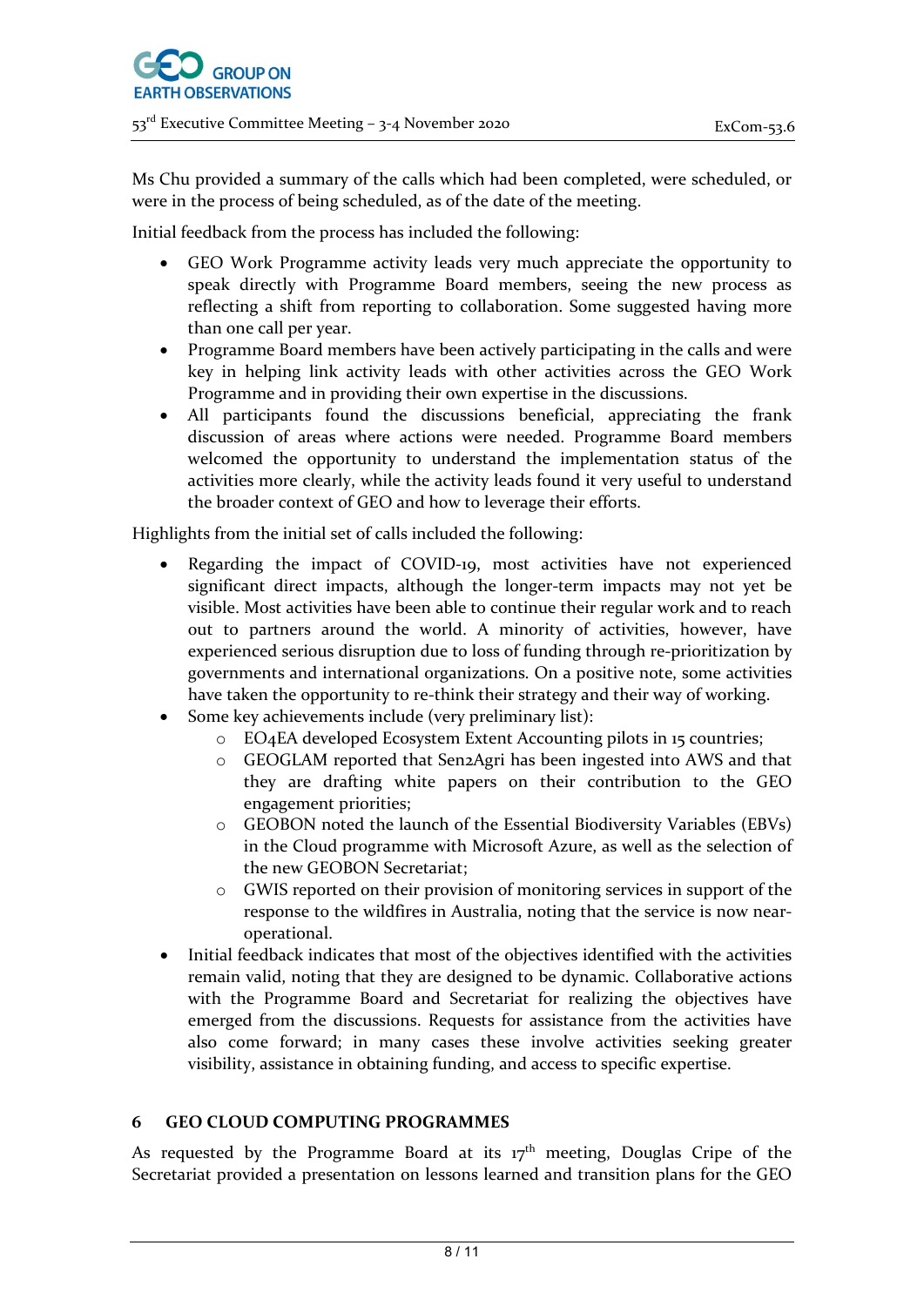Ms Chu provided a summary of the calls which had been completed, were scheduled, or were in the process of being scheduled, as of the date of the meeting.

Initial feedback from the process has included the following:

- GEO Work Programme activity leads very much appreciate the opportunity to speak directly with Programme Board members, seeing the new process as reflecting a shift from reporting to collaboration. Some suggested having more than one call per year.
- Programme Board members have been actively participating in the calls and were key in helping link activity leads with other activities across the GEO Work Programme and in providing their own expertise in the discussions.
- All participants found the discussions beneficial, appreciating the frank discussion of areas where actions were needed. Programme Board members welcomed the opportunity to understand the implementation status of the activities more clearly, while the activity leads found it very useful to understand the broader context of GEO and how to leverage their efforts.

Highlights from the initial set of calls included the following:

- Regarding the impact of COVID-19, most activities have not experienced significant direct impacts, although the longer-term impacts may not yet be visible. Most activities have been able to continue their regular work and to reach out to partners around the world. A minority of activities, however, have experienced serious disruption due to loss of funding through re-prioritization by governments and international organizations. On a positive note, some activities have taken the opportunity to re-think their strategy and their way of working.
- Some key achievements include (very preliminary list):
  - EO4EA developed Ecosystem Extent Accounting pilots in 15 countries;
  - GEOGLAM reported that Sen2Agri has been ingested into AWS and that they are drafting white papers on their contribution to the GEO engagement priorities;
  - GEOBON noted the launch of the Essential Biodiversity Variables (EBVs) in the Cloud programme with Microsoft Azure, as well as the selection of the new GEOBON Secretariat;
  - GWIS reported on their provision of monitoring services in support of the response to the wildfires in Australia, noting that the service is now near-operational.
- Initial feedback indicates that most of the objectives identified with the activities remain valid, noting that they are designed to be dynamic. Collaborative actions with the Programme Board and Secretariat for realizing the objectives have emerged from the discussions. Requests for assistance from the activities have also come forward; in many cases these involve activities seeking greater visibility, assistance in obtaining funding, and access to specific expertise.

## 6 GEO CLOUD COMPUTING PROGRAMMES

As requested by the Programme Board at its 17th meeting, Douglas Cripe of the Secretariat provided a presentation on lessons learned and transition plans for the GEO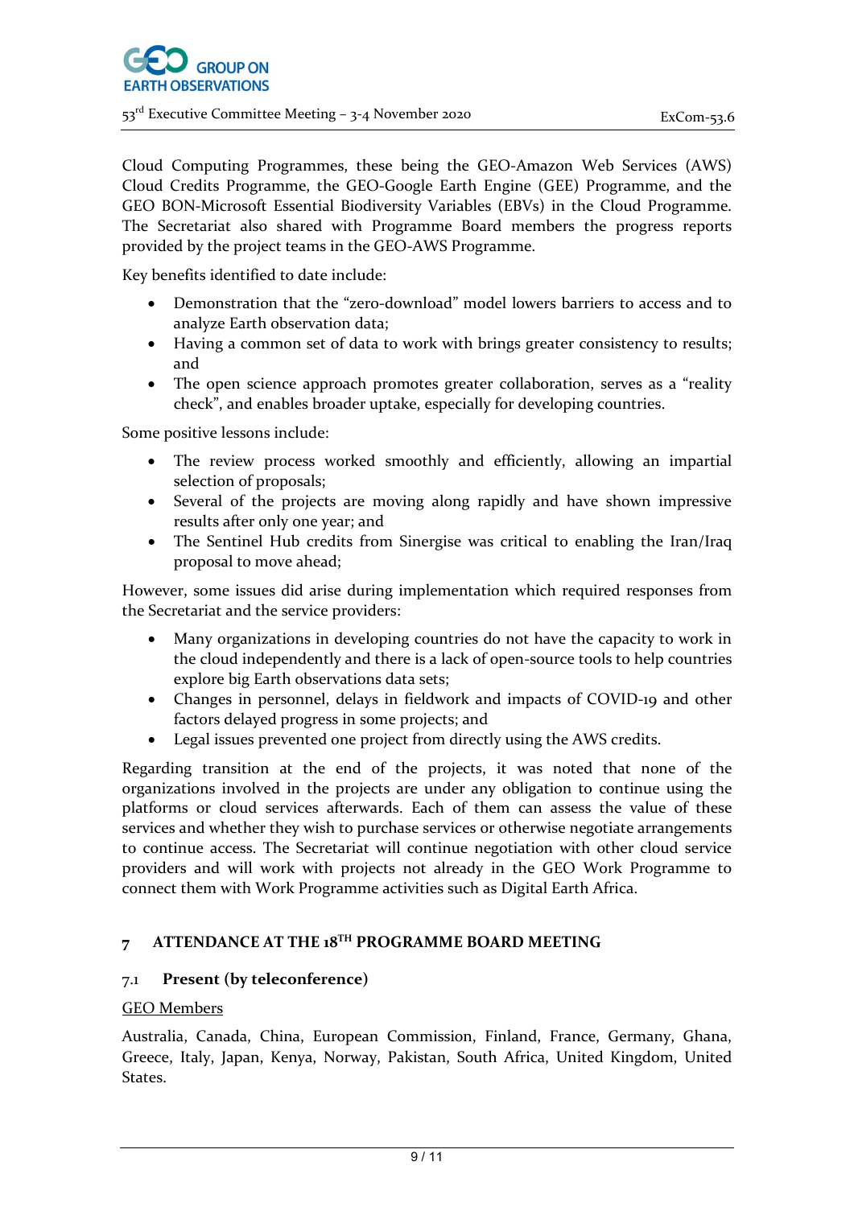Cloud Computing Programmes, these being the GEO-Amazon Web Services (AWS) Cloud Credits Programme, the GEO-Google Earth Engine (GEE) Programme, and the GEO BON-Microsoft Essential Biodiversity Variables (EBVs) in the Cloud Programme. The Secretariat also shared with Programme Board members the progress reports provided by the project teams in the GEO-AWS Programme.

Key benefits identified to date include:

- Demonstration that the "zero-download" model lowers barriers to access and to analyze Earth observation data;
- Having a common set of data to work with brings greater consistency to results; and
- The open science approach promotes greater collaboration, serves as a "reality check", and enables broader uptake, especially for developing countries.

Some positive lessons include:

- The review process worked smoothly and efficiently, allowing an impartial selection of proposals;
- Several of the projects are moving along rapidly and have shown impressive results after only one year; and
- The Sentinel Hub credits from Sinergise was critical to enabling the Iran/Iraq proposal to move ahead;

However, some issues did arise during implementation which required responses from the Secretariat and the service providers:

- Many organizations in developing countries do not have the capacity to work in the cloud independently and there is a lack of open-source tools to help countries explore big Earth observations data sets;
- Changes in personnel, delays in fieldwork and impacts of COVID-19 and other factors delayed progress in some projects; and
- Legal issues prevented one project from directly using the AWS credits.

Regarding transition at the end of the projects, it was noted that none of the organizations involved in the projects are under any obligation to continue using the platforms or cloud services afterwards. Each of them can assess the value of these services and whether they wish to purchase services or otherwise negotiate arrangements to continue access. The Secretariat will continue negotiation with other cloud service providers and will work with projects not already in the GEO Work Programme to connect them with Work Programme activities such as Digital Earth Africa.

## 7 ATTENDANCE AT THE 18TH PROGRAMME BOARD MEETING

### 7.1 Present (by teleconference)

<u>GEO Members</u>

Australia, Canada, China, European Commission, Finland, France, Germany, Ghana, Greece, Italy, Japan, Kenya, Norway, Pakistan, South Africa, United Kingdom, United States.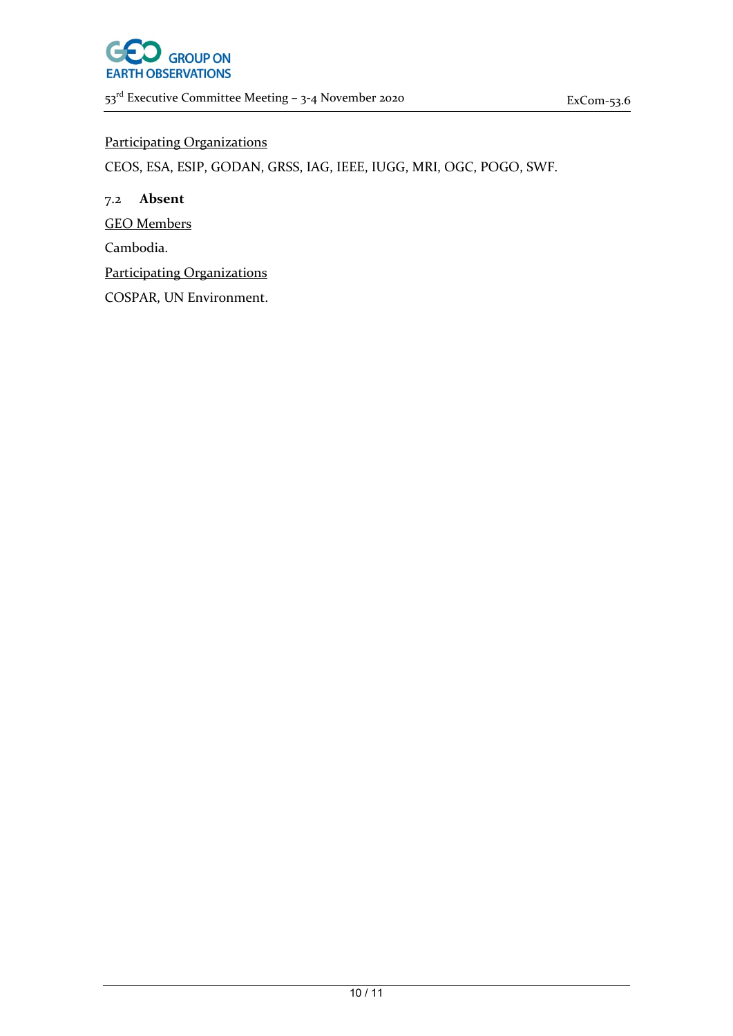<u>Participating Organizations</u>

CEOS, ESA, ESIP, GODAN, GRSS, IAG, IEEE, IUGG, MRI, OGC, POGO, SWF.

### 7.2 Absent

<u>GEO Members</u>

Cambodia.

<u>Participating Organizations</u>

COSPAR, UN Environment.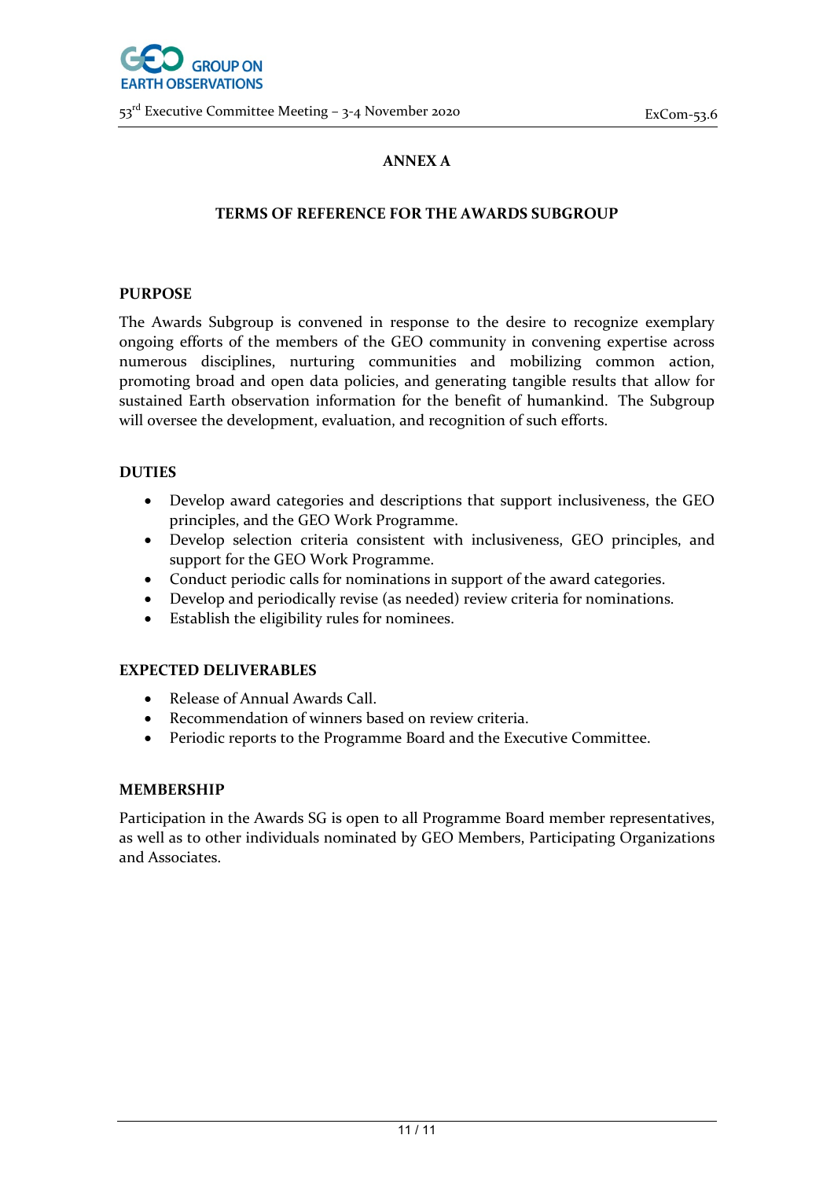# ANNEX A

## TERMS OF REFERENCE FOR THE AWARDS SUBGROUP

### PURPOSE

The Awards Subgroup is convened in response to the desire to recognize exemplary ongoing efforts of the members of the GEO community in convening expertise across numerous disciplines, nurturing communities and mobilizing common action, promoting broad and open data policies, and generating tangible results that allow for sustained Earth observation information for the benefit of humankind. The Subgroup will oversee the development, evaluation, and recognition of such efforts.

### DUTIES

- Develop award categories and descriptions that support inclusiveness, the GEO principles, and the GEO Work Programme.
- Develop selection criteria consistent with inclusiveness, GEO principles, and support for the GEO Work Programme.
- Conduct periodic calls for nominations in support of the award categories.
- Develop and periodically revise (as needed) review criteria for nominations.
- Establish the eligibility rules for nominees.

### EXPECTED DELIVERABLES

- Release of Annual Awards Call.
- Recommendation of winners based on review criteria.
- Periodic reports to the Programme Board and the Executive Committee.

### MEMBERSHIP

Participation in the Awards SG is open to all Programme Board member representatives, as well as to other individuals nominated by GEO Members, Participating Organizations and Associates.